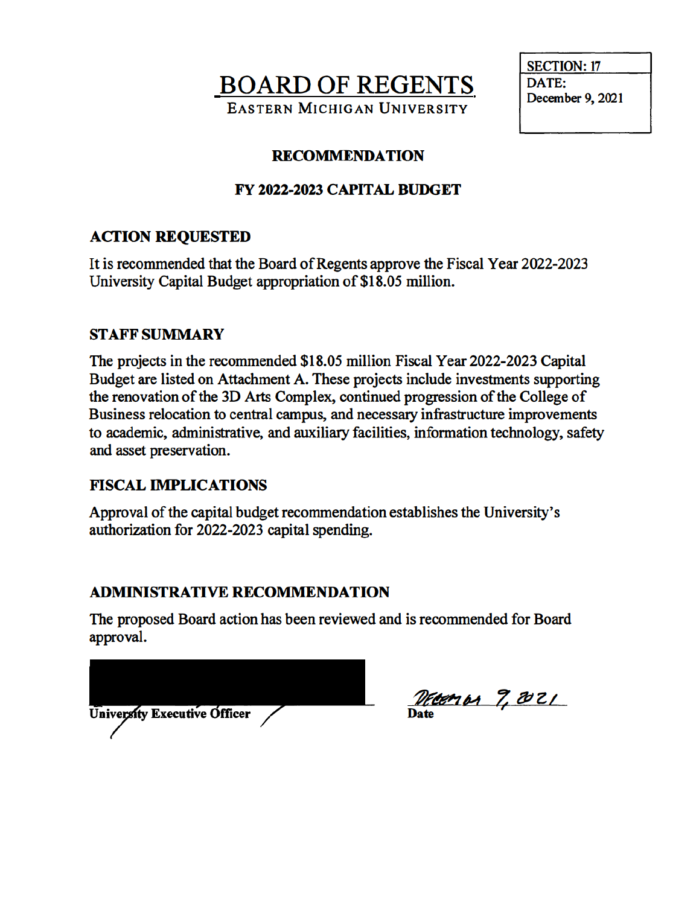# BOARD OF REGENTS

EASTERN MICHIGAN UNIVERSITY

| SECTION: 17 |
| --- |
| DATE: December 9, 2021 |

## RECOMMENDATION

## FY 2022-2023 CAPITAL BUDGET

### ACTION REQUESTED

It is recommended that the Board of Regents approve the Fiscal Year 2022-2023 University Capital Budget appropriation of $18.05 million.

### STAFF SUMMARY

The projects in the recommended $18.05 million Fiscal Year 2022-2023 Capital Budget are listed on Attachment A. These projects include investments supporting the renovation of the 3D Arts Complex, continued progression of the College of Business relocation to central campus, and necessary infrastructure improvements to academic, administrative, and auxiliary facilities, information technology, safety and asset preservation.

### FISCAL IMPLICATIONS

Approval of the capital budget recommendation establishes the University's authorization for 2022-2023 capital spending.

### ADMINISTRATIVE RECOMMENDATION

The proposed Board action has been reviewed and is recommended for Board approval.

**University Executive Officer**

December 9, 2021
**Date**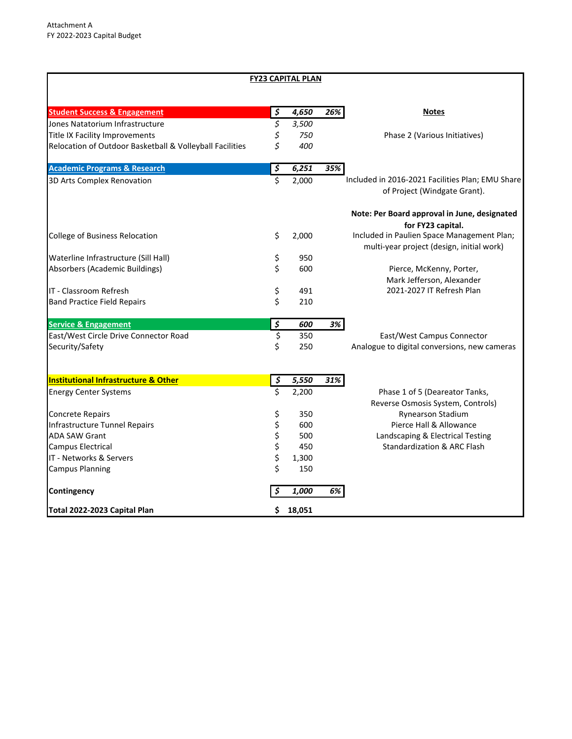Attachment A
FY 2022-2023 Capital Budget

## FY23 CAPITAL PLAN

| | | | | |
|---|---|---|---|---|
| **Student Success & Engagement** | $ | *4,650* | *26%* | **Notes** |
| Jones Natatorium Infrastructure | $ | *3,500* | | |
| Title IX Facility Improvements | $ | *750* | | Phase 2 (Various Initiatives) |
| Relocation of Outdoor Basketball & Volleyball Facilities | $ | *400* | | |
| | | | | |
| **Academic Programs & Research** | $ | *6,251* | *35%* | |
| 3D Arts Complex Renovation | $ | 2,000 | | Included in 2016-2021 Facilities Plan; EMU Share of Project (Windgate Grant). |
| | | | | **Note: Per Board approval in June, designated for FY23 capital.** |
| College of Business Relocation | $ | 2,000 | | Included in Paulien Space Management Plan; multi-year project (design, initial work) |
| Waterline Infrastructure (Sill Hall) | $ | 950 | | |
| Absorbers (Academic Buildings) | $ | 600 | | Pierce, McKenny, Porter, Mark Jefferson, Alexander |
| IT - Classroom Refresh | $ | 491 | | 2021-2027 IT Refresh Plan |
| Band Practice Field Repairs | $ | 210 | | |
| | | | | |
| **Service & Engagement** | $ | *600* | *3%* | |
| East/West Circle Drive Connector Road | $ | 350 | | East/West Campus Connector |
| Security/Safety | $ | 250 | | Analogue to digital conversions, new cameras |
| | | | | |
| **Institutional Infrastructure & Other** | $ | *5,550* | *31%* | |
| Energy Center Systems | $ | 2,200 | | Phase 1 of 5 (Deareator Tanks, Reverse Osmosis System, Controls) |
| Concrete Repairs | $ | 350 | | Rynearson Stadium |
| Infrastructure Tunnel Repairs | $ | 600 | | Pierce Hall & Allowance |
| ADA SAW Grant | $ | 500 | | Landscaping & Electrical Testing |
| Campus Electrical | $ | 450 | | Standardization & ARC Flash |
| IT - Networks & Servers | $ | 1,300 | | |
| Campus Planning | $ | 150 | | |
| | | | | |
| **Contingency** | $ | *1,000* | *6%* | |
| | | | | |
| **Total 2022-2023 Capital Plan** | **$** | **18,051** | | |